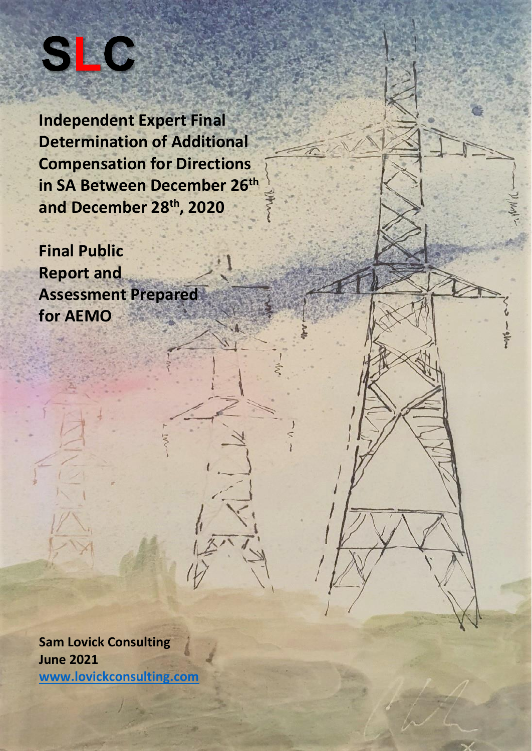SLC

# Independent Expert Final Determination of Additional Compensation for Directions in SA Between December 26th and December 28th, 2020

## Final Public Report and Assessment Prepared for AEMO

**Sam Lovick Consulting**
**June 2021**
**www.lovickconsulting.com**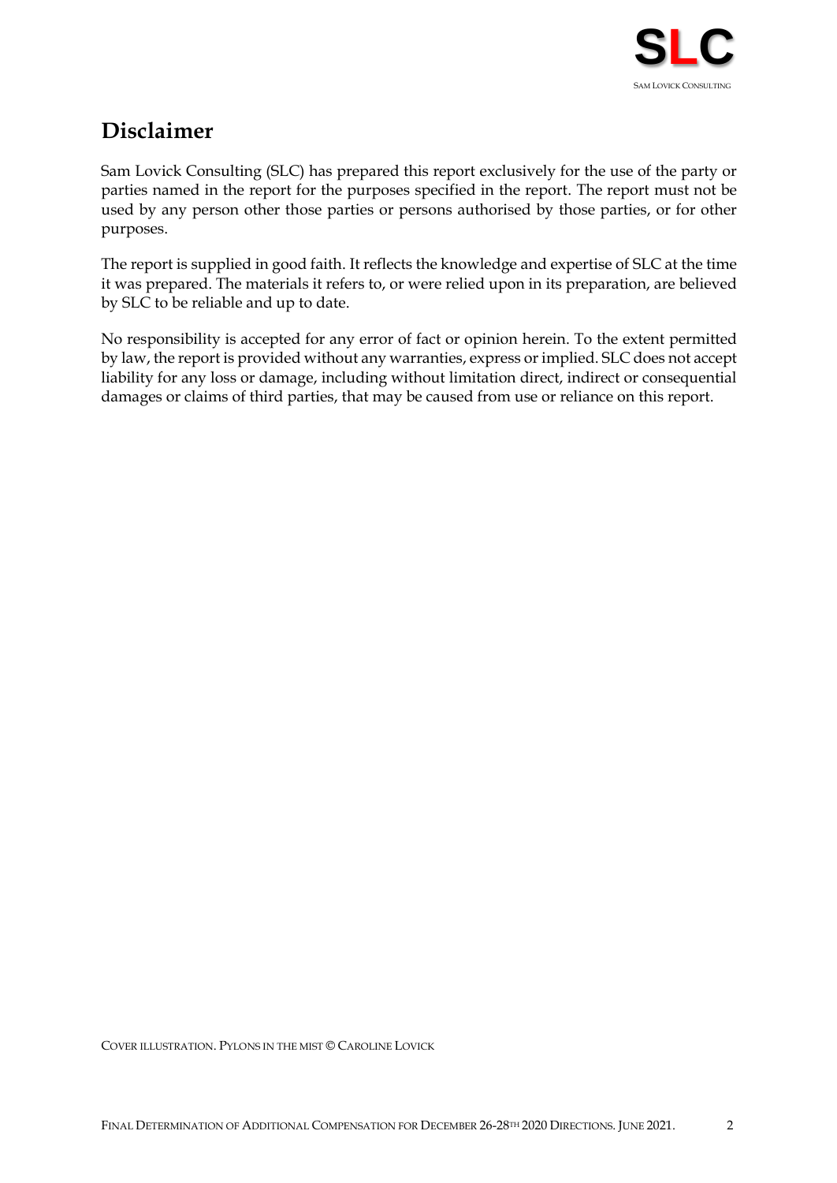## Disclaimer

Sam Lovick Consulting (SLC) has prepared this report exclusively for the use of the party or parties named in the report for the purposes specified in the report. The report must not be used by any person other those parties or persons authorised by those parties, or for other purposes.

The report is supplied in good faith. It reflects the knowledge and expertise of SLC at the time it was prepared. The materials it refers to, or were relied upon in its preparation, are believed by SLC to be reliable and up to date.

No responsibility is accepted for any error of fact or opinion herein. To the extent permitted by law, the report is provided without any warranties, express or implied. SLC does not accept liability for any loss or damage, including without limitation direct, indirect or consequential damages or claims of third parties, that may be caused from use or reliance on this report.

COVER ILLUSTRATION. PYLONS IN THE MIST © CAROLINE LOVICK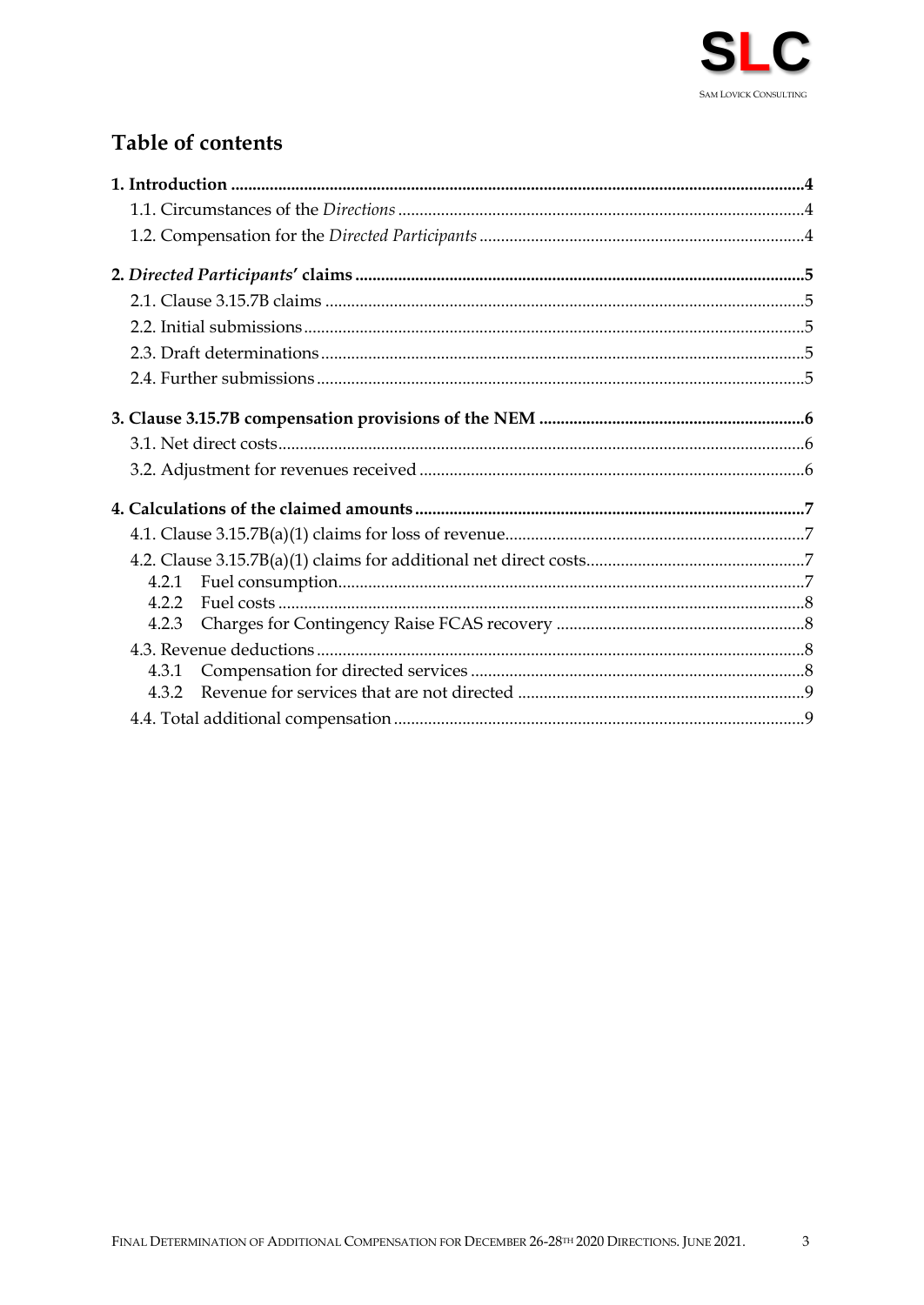## Table of contents

| | |
|---|---|
| **1. Introduction** | **4** |
| 1.1. Circumstances of the *Directions* | 4 |
| 1.2. Compensation for the *Directed Participants* | 4 |
| **2. *Directed Participants'* claims** | **5** |
| 2.1. Clause 3.15.7B claims | 5 |
| 2.2. Initial submissions | 5 |
| 2.3. Draft determinations | 5 |
| 2.4. Further submissions | 5 |
| **3. Clause 3.15.7B compensation provisions of the NEM** | **6** |
| 3.1. Net direct costs | 6 |
| 3.2. Adjustment for revenues received | 6 |
| **4. Calculations of the claimed amounts** | **7** |
| 4.1. Clause 3.15.7B(a)(1) claims for loss of revenue | 7 |
| 4.2. Clause 3.15.7B(a)(1) claims for additional net direct costs | 7 |
| 4.2.1 Fuel consumption | 7 |
| 4.2.2 Fuel costs | 8 |
| 4.2.3 Charges for Contingency Raise FCAS recovery | 8 |
| 4.3. Revenue deductions | 8 |
| 4.3.1 Compensation for directed services | 8 |
| 4.3.2 Revenue for services that are not directed | 9 |
| 4.4. Total additional compensation | 9 |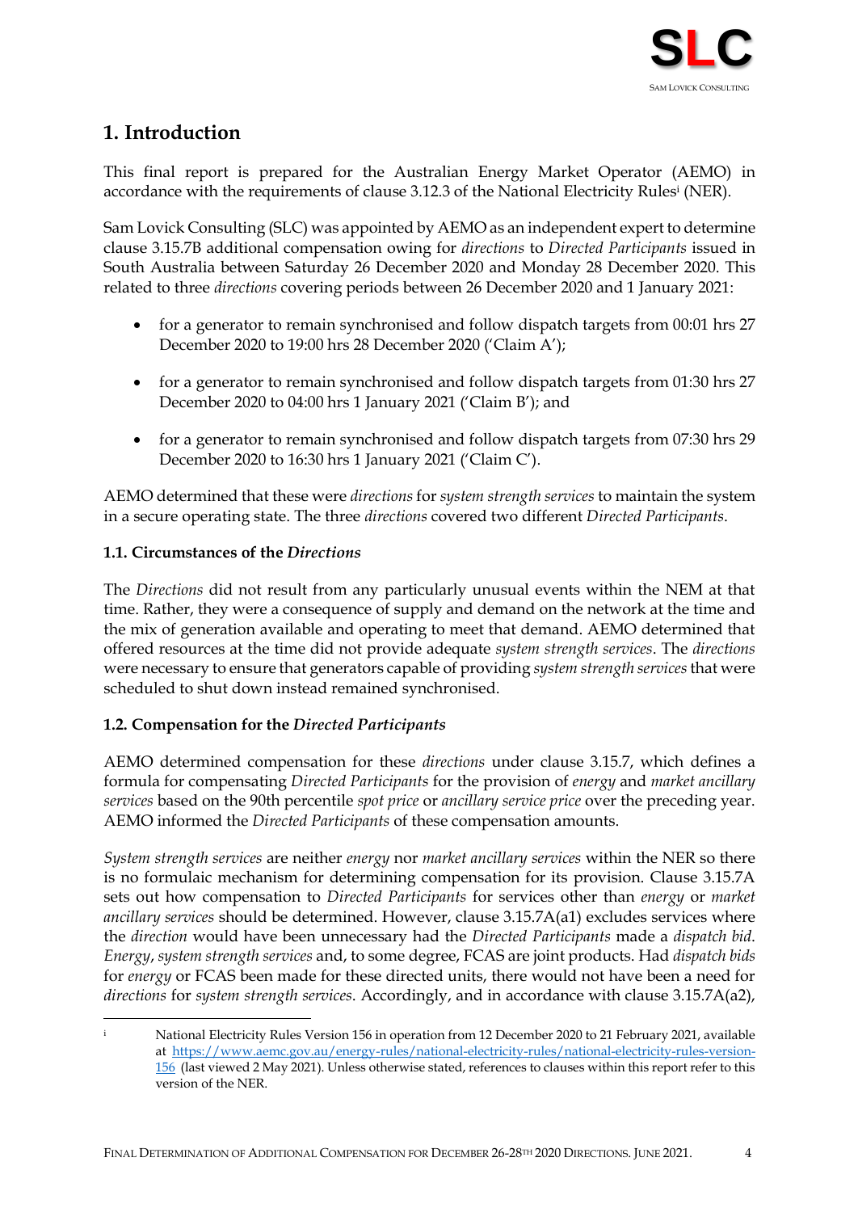# 1. Introduction

This final report is prepared for the Australian Energy Market Operator (AEMO) in accordance with the requirements of clause 3.12.3 of the National Electricity Rules[i] (NER).

Sam Lovick Consulting (SLC) was appointed by AEMO as an independent expert to determine clause 3.15.7B additional compensation owing for *directions* to *Directed Participants* issued in South Australia between Saturday 26 December 2020 and Monday 28 December 2020. This related to three *directions* covering periods between 26 December 2020 and 1 January 2021:

- for a generator to remain synchronised and follow dispatch targets from 00:01 hrs 27 December 2020 to 19:00 hrs 28 December 2020 ('Claim A');
- for a generator to remain synchronised and follow dispatch targets from 01:30 hrs 27 December 2020 to 04:00 hrs 1 January 2021 ('Claim B'); and
- for a generator to remain synchronised and follow dispatch targets from 07:30 hrs 29 December 2020 to 16:30 hrs 1 January 2021 ('Claim C').

AEMO determined that these were *directions* for *system strength services* to maintain the system in a secure operating state. The three *directions* covered two different *Directed Participants*.

### 1.1. Circumstances of the *Directions*

The *Directions* did not result from any particularly unusual events within the NEM at that time. Rather, they were a consequence of supply and demand on the network at the time and the mix of generation available and operating to meet that demand. AEMO determined that offered resources at the time did not provide adequate *system strength services*. The *directions* were necessary to ensure that generators capable of providing *system strength services* that were scheduled to shut down instead remained synchronised.

### 1.2. Compensation for the *Directed Participants*

AEMO determined compensation for these *directions* under clause 3.15.7, which defines a formula for compensating *Directed Participants* for the provision of *energy* and *market ancillary services* based on the 90th percentile *spot price* or *ancillary service price* over the preceding year. AEMO informed the *Directed Participants* of these compensation amounts.

*System strength services* are neither *energy* nor *market ancillary services* within the NER so there is no formulaic mechanism for determining compensation for its provision. Clause 3.15.7A sets out how compensation to *Directed Participants* for services other than *energy* or *market ancillary services* should be determined. However, clause 3.15.7A(a1) excludes services where the *direction* would have been unnecessary had the *Directed Participants* made a *dispatch bid*. *Energy*, *system strength services* and, to some degree, FCAS are joint products. Had *dispatch bids* for *energy* or FCAS been made for these directed units, there would not have been a need for *directions* for *system strength services*. Accordingly, and in accordance with clause 3.15.7A(a2),

---

[i] National Electricity Rules Version 156 in operation from 12 December 2020 to 21 February 2021, available at https://www.aemc.gov.au/energy-rules/national-electricity-rules/national-electricity-rules-version-156 (last viewed 2 May 2021). Unless otherwise stated, references to clauses within this report refer to this version of the NER.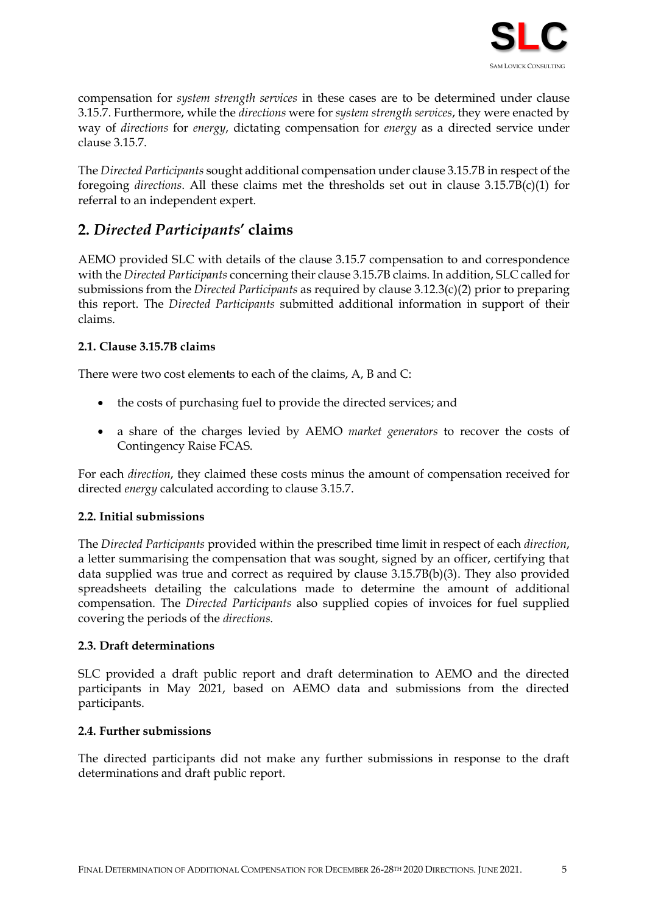compensation for *system strength services* in these cases are to be determined under clause 3.15.7. Furthermore, while the *directions* were for *system strength services*, they were enacted by way of *directions* for *energy*, dictating compensation for *energy* as a directed service under clause 3.15.7.

The *Directed Participants* sought additional compensation under clause 3.15.7B in respect of the foregoing *directions*. All these claims met the thresholds set out in clause 3.15.7B(c)(1) for referral to an independent expert.

## 2. *Directed Participants*' claims

AEMO provided SLC with details of the clause 3.15.7 compensation to and correspondence with the *Directed Participants* concerning their clause 3.15.7B claims. In addition, SLC called for submissions from the *Directed Participants* as required by clause 3.12.3(c)(2) prior to preparing this report. The *Directed Participants* submitted additional information in support of their claims.

### 2.1. Clause 3.15.7B claims

There were two cost elements to each of the claims, A, B and C:

- the costs of purchasing fuel to provide the directed services; and
- a share of the charges levied by AEMO *market generators* to recover the costs of Contingency Raise FCAS.

For each *direction*, they claimed these costs minus the amount of compensation received for directed *energy* calculated according to clause 3.15.7.

### 2.2. Initial submissions

The *Directed Participants* provided within the prescribed time limit in respect of each *direction*, a letter summarising the compensation that was sought, signed by an officer, certifying that data supplied was true and correct as required by clause 3.15.7B(b)(3). They also provided spreadsheets detailing the calculations made to determine the amount of additional compensation. The *Directed Participants* also supplied copies of invoices for fuel supplied covering the periods of the *directions.*

### 2.3. Draft determinations

SLC provided a draft public report and draft determination to AEMO and the directed participants in May 2021, based on AEMO data and submissions from the directed participants.

### 2.4. Further submissions

The directed participants did not make any further submissions in response to the draft determinations and draft public report.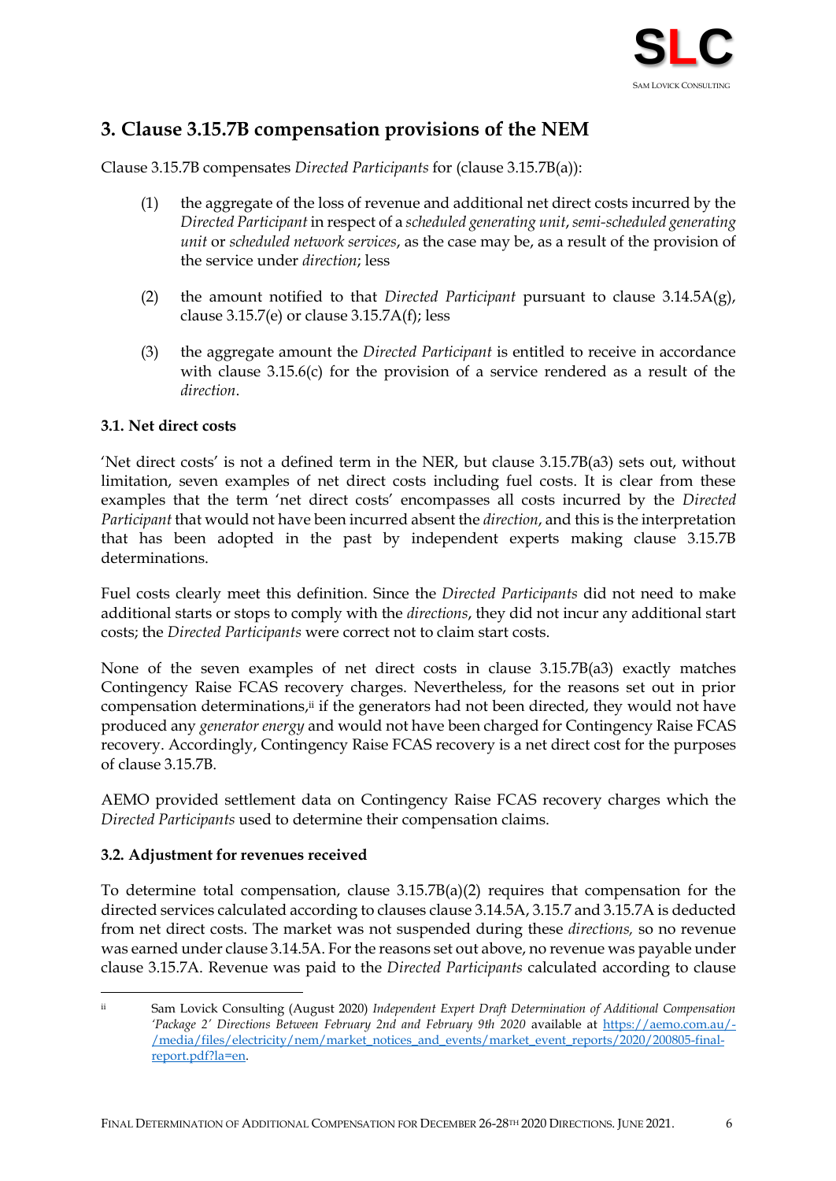## 3. Clause 3.15.7B compensation provisions of the NEM

Clause 3.15.7B compensates *Directed Participants* for (clause 3.15.7B(a)):

(1) the aggregate of the loss of revenue and additional net direct costs incurred by the *Directed Participant* in respect of a *scheduled generating unit*, *semi-scheduled generating unit* or *scheduled network services*, as the case may be, as a result of the provision of the service under *direction*; less

(2) the amount notified to that *Directed Participant* pursuant to clause 3.14.5A(g), clause 3.15.7(e) or clause 3.15.7A(f); less

(3) the aggregate amount the *Directed Participant* is entitled to receive in accordance with clause 3.15.6(c) for the provision of a service rendered as a result of the *direction*.

### 3.1. Net direct costs

'Net direct costs' is not a defined term in the NER, but clause 3.15.7B(a3) sets out, without limitation, seven examples of net direct costs including fuel costs. It is clear from these examples that the term 'net direct costs' encompasses all costs incurred by the *Directed Participant* that would not have been incurred absent the *direction*, and this is the interpretation that has been adopted in the past by independent experts making clause 3.15.7B determinations.

Fuel costs clearly meet this definition. Since the *Directed Participants* did not need to make additional starts or stops to comply with the *directions*, they did not incur any additional start costs; the *Directed Participants* were correct not to claim start costs.

None of the seven examples of net direct costs in clause 3.15.7B(a3) exactly matches Contingency Raise FCAS recovery charges. Nevertheless, for the reasons set out in prior compensation determinations,[ii] if the generators had not been directed, they would not have produced any *generator energy* and would not have been charged for Contingency Raise FCAS recovery. Accordingly, Contingency Raise FCAS recovery is a net direct cost for the purposes of clause 3.15.7B.

AEMO provided settlement data on Contingency Raise FCAS recovery charges which the *Directed Participants* used to determine their compensation claims.

### 3.2. Adjustment for revenues received

To determine total compensation, clause 3.15.7B(a)(2) requires that compensation for the directed services calculated according to clauses clause 3.14.5A, 3.15.7 and 3.15.7A is deducted from net direct costs. The market was not suspended during these *directions,* so no revenue was earned under clause 3.14.5A. For the reasons set out above, no revenue was payable under clause 3.15.7A. Revenue was paid to the *Directed Participants* calculated according to clause

---

[ii] Sam Lovick Consulting (August 2020) *Independent Expert Draft Determination of Additional Compensation 'Package 2' Directions Between February 2nd and February 9th 2020* available at [https://aemo.com.au/-/media/files/electricity/nem/market_notices_and_events/market_event_reports/2020/200805-final-report.pdf?la=en](https://aemo.com.au/-/media/files/electricity/nem/market_notices_and_events/market_event_reports/2020/200805-final-report.pdf?la=en).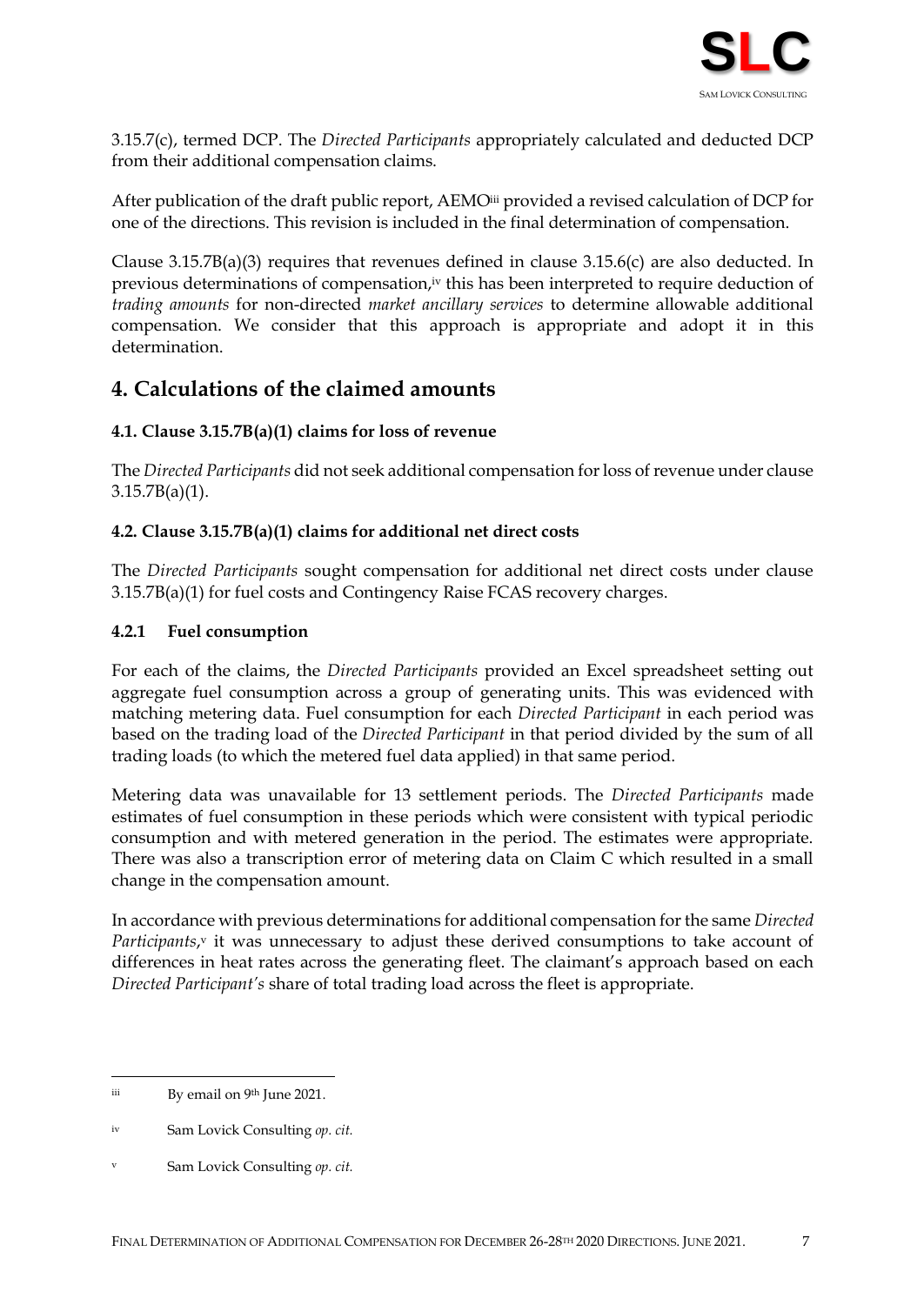3.15.7(c), termed DCP. The *Directed Participants* appropriately calculated and deducted DCP from their additional compensation claims.

After publication of the draft public report, AEMO[iii] provided a revised calculation of DCP for one of the directions. This revision is included in the final determination of compensation.

Clause 3.15.7B(a)(3) requires that revenues defined in clause 3.15.6(c) are also deducted. In previous determinations of compensation,[iv] this has been interpreted to require deduction of *trading amounts* for non-directed *market ancillary services* to determine allowable additional compensation. We consider that this approach is appropriate and adopt it in this determination.

## 4. Calculations of the claimed amounts

### 4.1. Clause 3.15.7B(a)(1) claims for loss of revenue

The *Directed Participants* did not seek additional compensation for loss of revenue under clause 3.15.7B(a)(1).

### 4.2. Clause 3.15.7B(a)(1) claims for additional net direct costs

The *Directed Participants* sought compensation for additional net direct costs under clause 3.15.7B(a)(1) for fuel costs and Contingency Raise FCAS recovery charges.

#### 4.2.1 Fuel consumption

For each of the claims, the *Directed Participants* provided an Excel spreadsheet setting out aggregate fuel consumption across a group of generating units. This was evidenced with matching metering data. Fuel consumption for each *Directed Participant* in each period was based on the trading load of the *Directed Participant* in that period divided by the sum of all trading loads (to which the metered fuel data applied) in that same period.

Metering data was unavailable for 13 settlement periods. The *Directed Participants* made estimates of fuel consumption in these periods which were consistent with typical periodic consumption and with metered generation in the period. The estimates were appropriate. There was also a transcription error of metering data on Claim C which resulted in a small change in the compensation amount.

In accordance with previous determinations for additional compensation for the same *Directed Participants*,[v] it was unnecessary to adjust these derived consumptions to take account of differences in heat rates across the generating fleet. The claimant's approach based on each *Directed Participant's* share of total trading load across the fleet is appropriate.

---

[iii] By email on 9th June 2021.

[iv] Sam Lovick Consulting *op. cit.*

[v] Sam Lovick Consulting *op. cit.*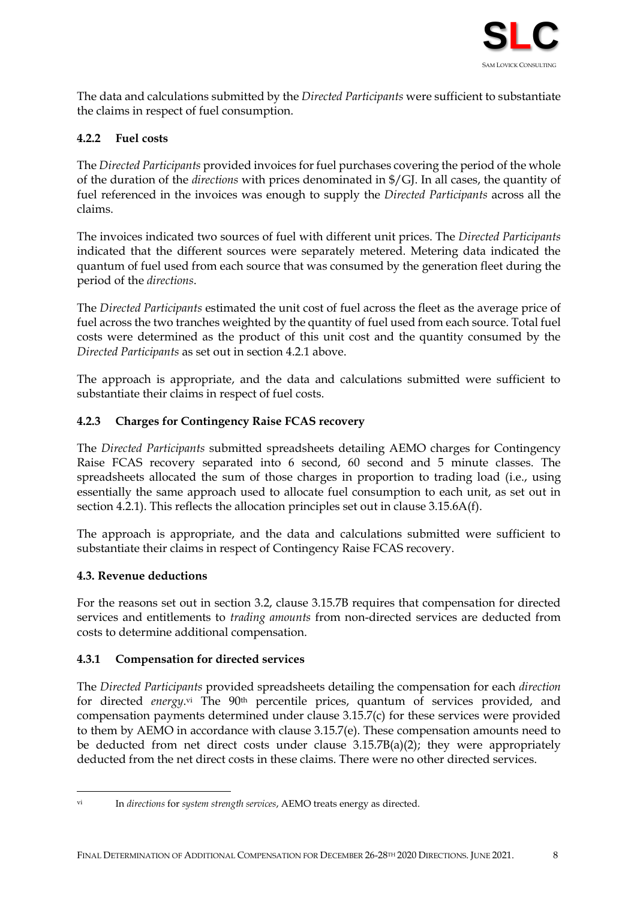The data and calculations submitted by the *Directed Participants* were sufficient to substantiate the claims in respect of fuel consumption.

#### 4.2.2 Fuel costs

The *Directed Participants* provided invoices for fuel purchases covering the period of the whole of the duration of the *directions* with prices denominated in $/GJ. In all cases, the quantity of fuel referenced in the invoices was enough to supply the *Directed Participants* across all the claims.

The invoices indicated two sources of fuel with different unit prices. The *Directed Participants* indicated that the different sources were separately metered. Metering data indicated the quantum of fuel used from each source that was consumed by the generation fleet during the period of the *directions*.

The *Directed Participants* estimated the unit cost of fuel across the fleet as the average price of fuel across the two tranches weighted by the quantity of fuel used from each source. Total fuel costs were determined as the product of this unit cost and the quantity consumed by the *Directed Participants* as set out in section 4.2.1 above.

The approach is appropriate, and the data and calculations submitted were sufficient to substantiate their claims in respect of fuel costs.

#### 4.2.3 Charges for Contingency Raise FCAS recovery

The *Directed Participants* submitted spreadsheets detailing AEMO charges for Contingency Raise FCAS recovery separated into 6 second, 60 second and 5 minute classes. The spreadsheets allocated the sum of those charges in proportion to trading load (i.e., using essentially the same approach used to allocate fuel consumption to each unit, as set out in section 4.2.1). This reflects the allocation principles set out in clause 3.15.6A(f).

The approach is appropriate, and the data and calculations submitted were sufficient to substantiate their claims in respect of Contingency Raise FCAS recovery.

### 4.3. Revenue deductions

For the reasons set out in section 3.2, clause 3.15.7B requires that compensation for directed services and entitlements to *trading amounts* from non-directed services are deducted from costs to determine additional compensation.

#### 4.3.1 Compensation for directed services

The *Directed Participants* provided spreadsheets detailing the compensation for each *direction* for directed *energy*.[vi] The 90th percentile prices, quantum of services provided, and compensation payments determined under clause 3.15.7(c) for these services were provided to them by AEMO in accordance with clause 3.15.7(e). These compensation amounts need to be deducted from net direct costs under clause 3.15.7B(a)(2); they were appropriately deducted from the net direct costs in these claims. There were no other directed services.

[vi] In *directions* for *system strength services*, AEMO treats energy as directed.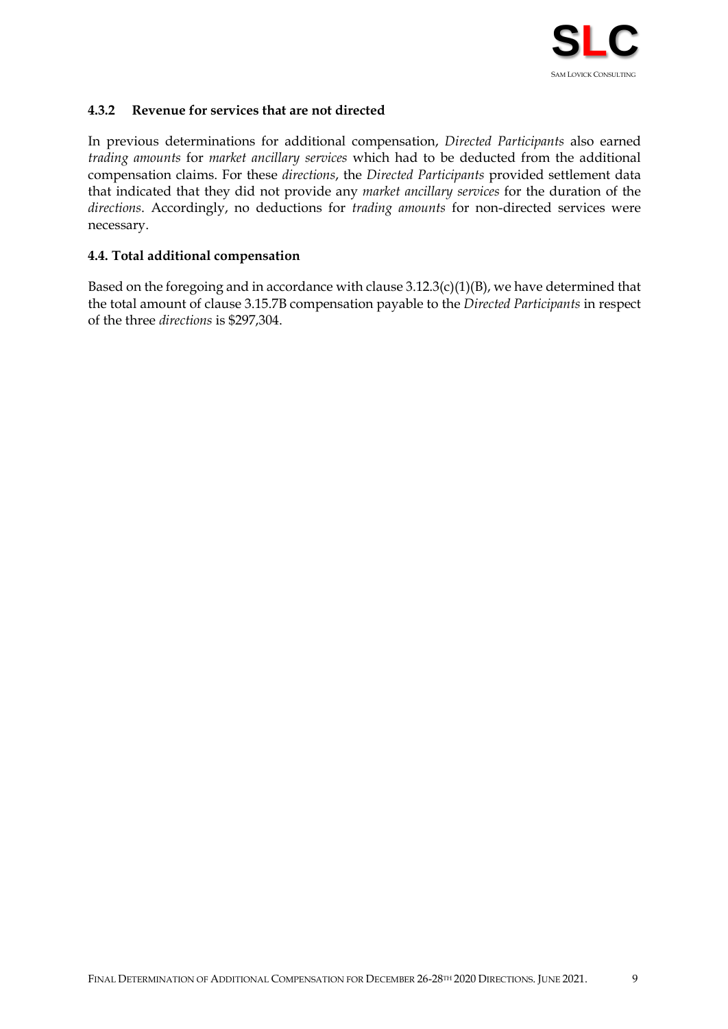### 4.3.2 Revenue for services that are not directed

In previous determinations for additional compensation, *Directed Participants* also earned *trading amounts* for *market ancillary services* which had to be deducted from the additional compensation claims. For these *directions*, the *Directed Participants* provided settlement data that indicated that they did not provide any *market ancillary services* for the duration of the *directions*. Accordingly, no deductions for *trading amounts* for non-directed services were necessary.

### 4.4. Total additional compensation

Based on the foregoing and in accordance with clause 3.12.3(c)(1)(B), we have determined that the total amount of clause 3.15.7B compensation payable to the *Directed Participants* in respect of the three *directions* is $297,304.